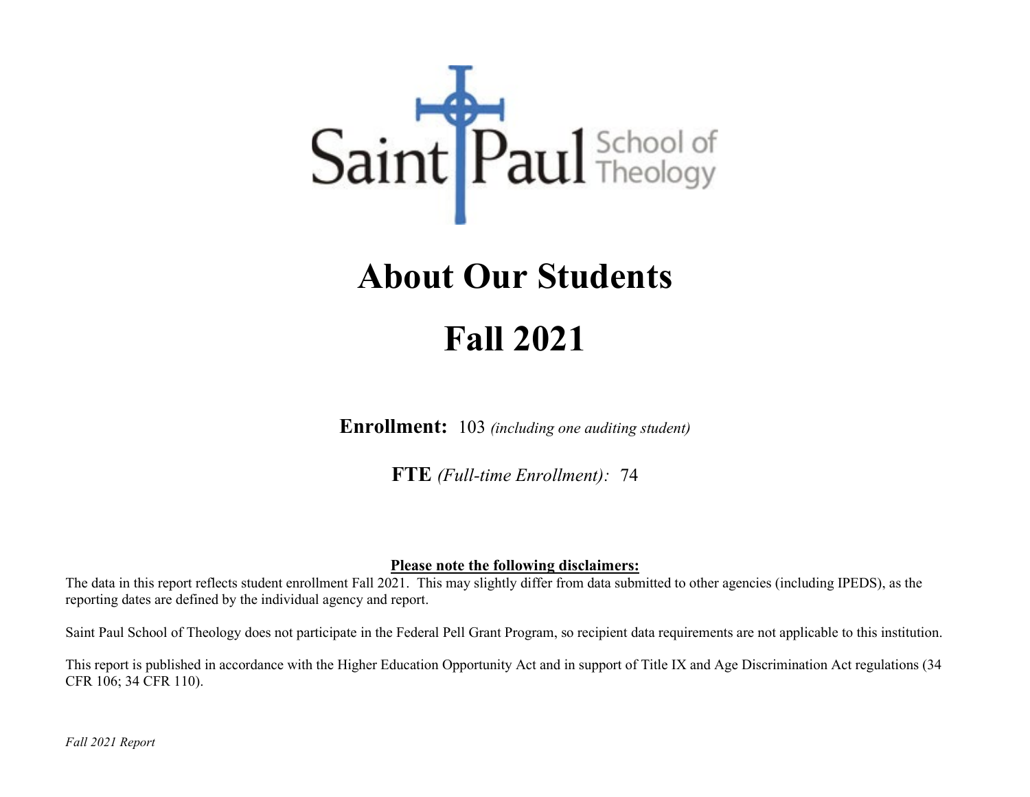Saint Paul School of Theology

# About Our Students

# Fall 2021

**Enrollment:** 103 *(including one auditing student)*

**FTE** *(Full-time Enrollment):* 74

**Please note the following disclaimers:**

The data in this report reflects student enrollment Fall 2021. This may slightly differ from data submitted to other agencies (including IPEDS), as the reporting dates are defined by the individual agency and report.

Saint Paul School of Theology does not participate in the Federal Pell Grant Program, so recipient data requirements are not applicable to this institution.

This report is published in accordance with the Higher Education Opportunity Act and in support of Title IX and Age Discrimination Act regulations (34 CFR 106; 34 CFR 110).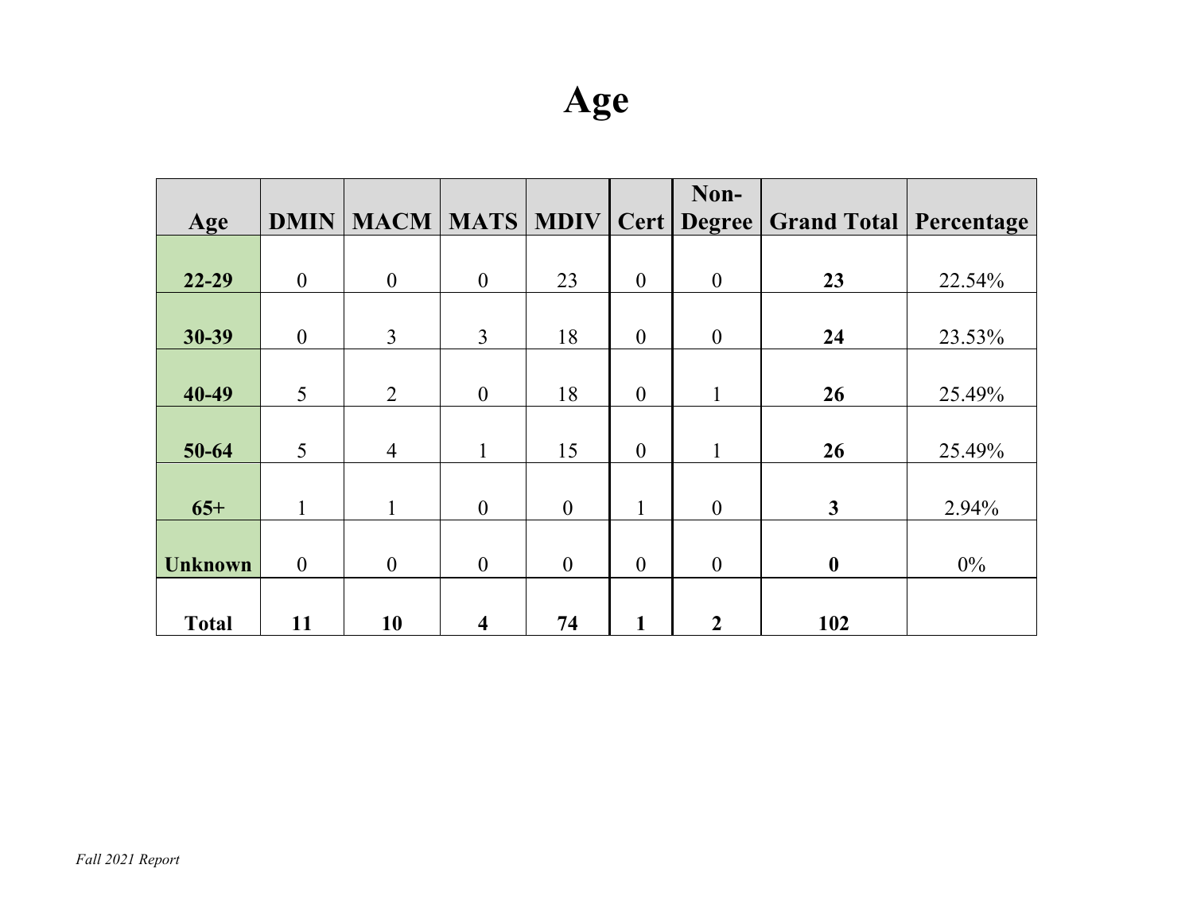# Age

| Age | DMIN | MACM | MATS | MDIV | Cert | Non-Degree | Grand Total | Percentage |
|---|---|---|---|---|---|---|---|---|
| **22-29** | 0 | 0 | 0 | 23 | 0 | 0 | **23** | 22.54% |
| **30-39** | 0 | 3 | 3 | 18 | 0 | 0 | **24** | 23.53% |
| **40-49** | 5 | 2 | 0 | 18 | 0 | 1 | **26** | 25.49% |
| **50-64** | 5 | 4 | 1 | 15 | 0 | 1 | **26** | 25.49% |
| **65+** | 1 | 1 | 0 | 0 | 1 | 0 | **3** | 2.94% |
| **Unknown** | 0 | 0 | 0 | 0 | 0 | 0 | **0** | 0% |
| **Total** | **11** | **10** | **4** | **74** | **1** | **2** | **102** | |

*Fall 2021 Report*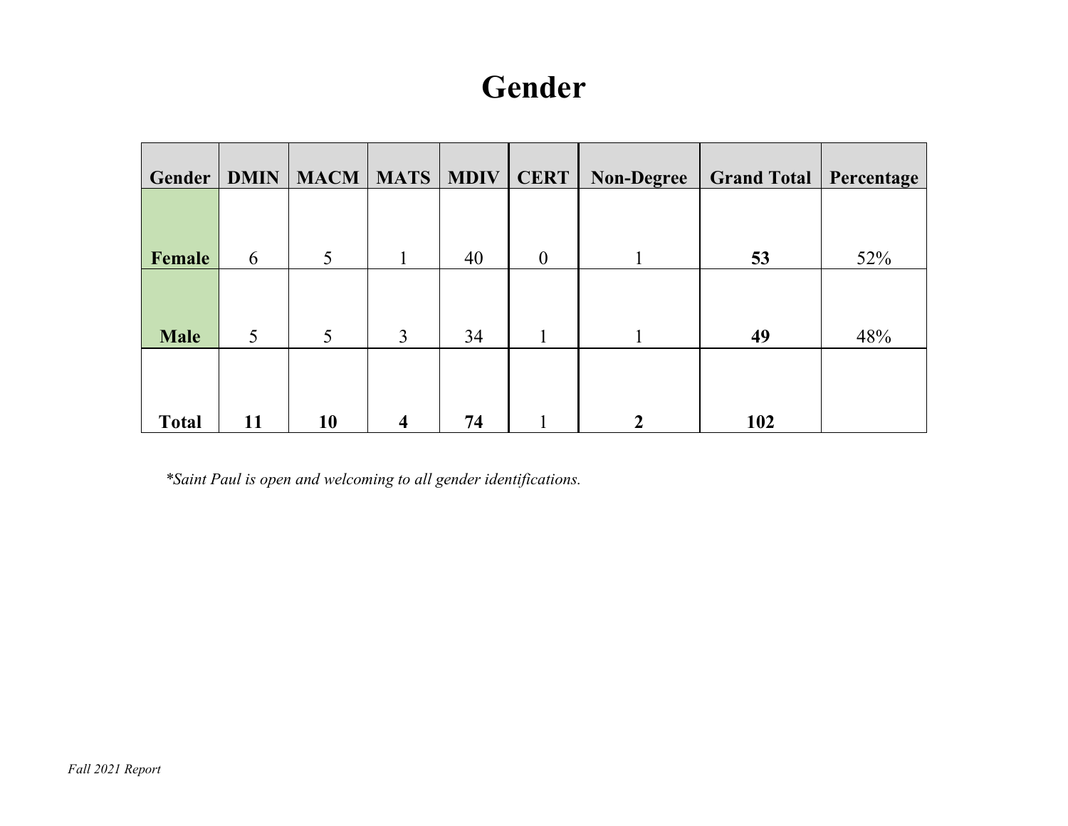# Gender

| Gender | DMIN | MACM | MATS | MDIV | CERT | Non-Degree | Grand Total | Percentage |
|---|---|---|---|---|---|---|---|---|
| **Female** | 6 | 5 | 1 | 40 | 0 | 1 | **53** | 52% |
| **Male** | 5 | 5 | 3 | 34 | 1 | 1 | **49** | 48% |
| **Total** | **11** | **10** | **4** | **74** | 1 | **2** | **102** | |

*\*Saint Paul is open and welcoming to all gender identifications.*

*Fall 2021 Report*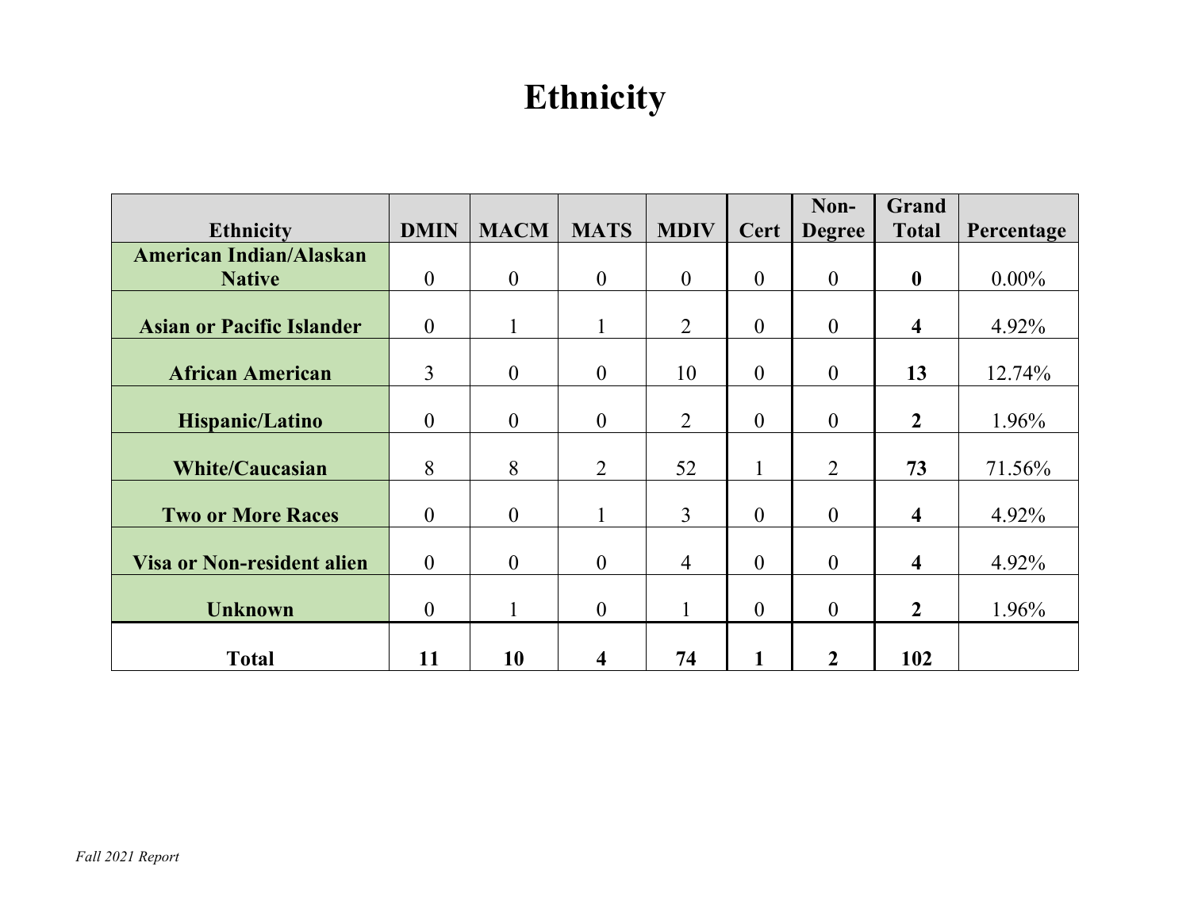# Ethnicity

| Ethnicity | DMIN | MACM | MATS | MDIV | Cert | Non-Degree | Grand Total | Percentage |
|---|---|---|---|---|---|---|---|---|
| American Indian/Alaskan Native | 0 | 0 | 0 | 0 | 0 | 0 | **0** | 0.00% |
| Asian or Pacific Islander | 0 | 1 | 1 | 2 | 0 | 0 | **4** | 4.92% |
| African American | 3 | 0 | 0 | 10 | 0 | 0 | **13** | 12.74% |
| Hispanic/Latino | 0 | 0 | 0 | 2 | 0 | 0 | **2** | 1.96% |
| White/Caucasian | 8 | 8 | 2 | 52 | 1 | 2 | **73** | 71.56% |
| Two or More Races | 0 | 0 | 1 | 3 | 0 | 0 | **4** | 4.92% |
| Visa or Non-resident alien | 0 | 0 | 0 | 4 | 0 | 0 | **4** | 4.92% |
| Unknown | 0 | 1 | 0 | 1 | 0 | 0 | **2** | 1.96% |
| **Total** | **11** | **10** | **4** | **74** | **1** | **2** | **102** | |

*Fall 2021 Report*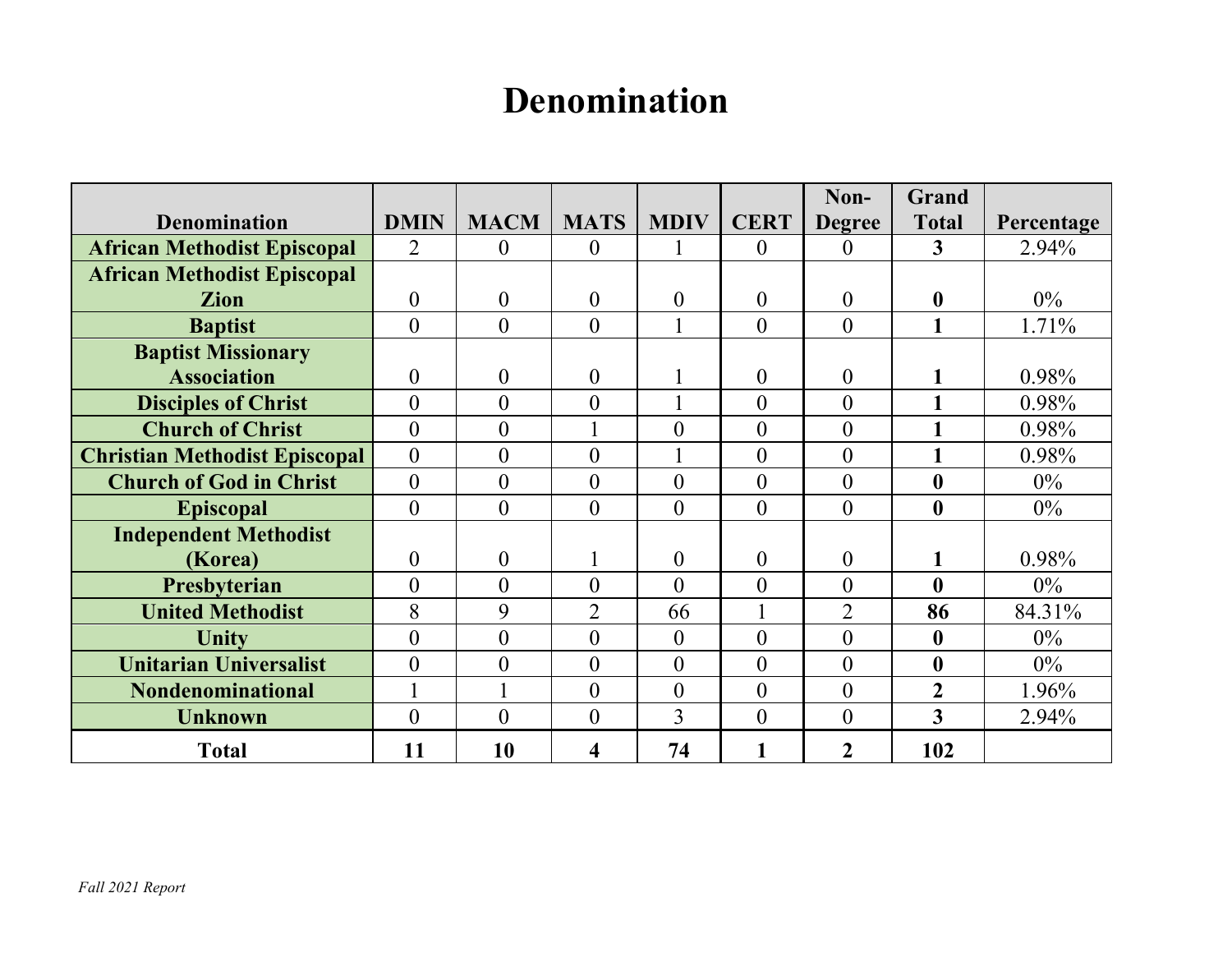# Denomination

| Denomination | DMIN | MACM | MATS | MDIV | CERT | Non-Degree | Grand Total | Percentage |
|---|---|---|---|---|---|---|---|---|
| **African Methodist Episcopal** | 2 | 0 | 0 | 1 | 0 | 0 | **3** | 2.94% |
| **African Methodist Episcopal Zion** | 0 | 0 | 0 | 0 | 0 | 0 | **0** | 0% |
| **Baptist** | 0 | 0 | 0 | 1 | 0 | 0 | **1** | 1.71% |
| **Baptist Missionary Association** | 0 | 0 | 0 | 1 | 0 | 0 | **1** | 0.98% |
| **Disciples of Christ** | 0 | 0 | 0 | 1 | 0 | 0 | **1** | 0.98% |
| **Church of Christ** | 0 | 0 | 1 | 0 | 0 | 0 | **1** | 0.98% |
| **Christian Methodist Episcopal** | 0 | 0 | 0 | 1 | 0 | 0 | **1** | 0.98% |
| **Church of God in Christ** | 0 | 0 | 0 | 0 | 0 | 0 | **0** | 0% |
| **Episcopal** | 0 | 0 | 0 | 0 | 0 | 0 | **0** | 0% |
| **Independent Methodist (Korea)** | 0 | 0 | 1 | 0 | 0 | 0 | **1** | 0.98% |
| **Presbyterian** | 0 | 0 | 0 | 0 | 0 | 0 | **0** | 0% |
| **United Methodist** | 8 | 9 | 2 | 66 | 1 | 2 | **86** | 84.31% |
| **Unity** | 0 | 0 | 0 | 0 | 0 | 0 | **0** | 0% |
| **Unitarian Universalist** | 0 | 0 | 0 | 0 | 0 | 0 | **0** | 0% |
| **Nondenominational** | 1 | 1 | 0 | 0 | 0 | 0 | **2** | 1.96% |
| **Unknown** | 0 | 0 | 0 | 3 | 0 | 0 | **3** | 2.94% |
| **Total** | **11** | **10** | **4** | **74** | **1** | **2** | **102** | |

*Fall 2021 Report*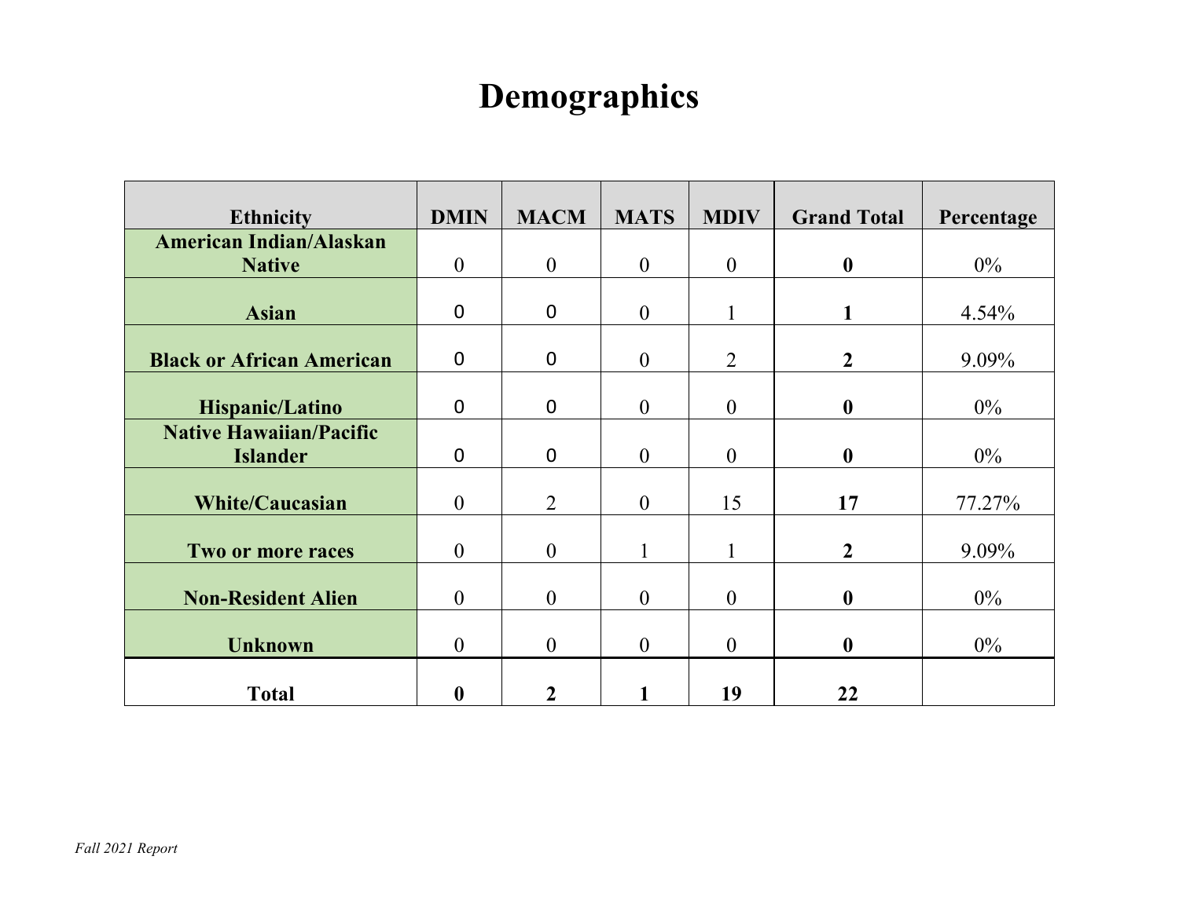# Demographics

| Ethnicity | DMIN | MACM | MATS | MDIV | Grand Total | Percentage |
|---|---|---|---|---|---|---|
| **American Indian/Alaskan Native** | 0 | 0 | 0 | 0 | **0** | 0% |
| **Asian** | 0 | 0 | 0 | 1 | **1** | 4.54% |
| **Black or African American** | 0 | 0 | 0 | 2 | **2** | 9.09% |
| **Hispanic/Latino** | 0 | 0 | 0 | 0 | **0** | 0% |
| **Native Hawaiian/Pacific Islander** | 0 | 0 | 0 | 0 | **0** | 0% |
| **White/Caucasian** | 0 | 2 | 0 | 15 | **17** | 77.27% |
| **Two or more races** | 0 | 0 | 1 | 1 | **2** | 9.09% |
| **Non-Resident Alien** | 0 | 0 | 0 | 0 | **0** | 0% |
| **Unknown** | 0 | 0 | 0 | 0 | **0** | 0% |
| **Total** | **0** | **2** | **1** | **19** | **22** | |

*Fall 2021 Report*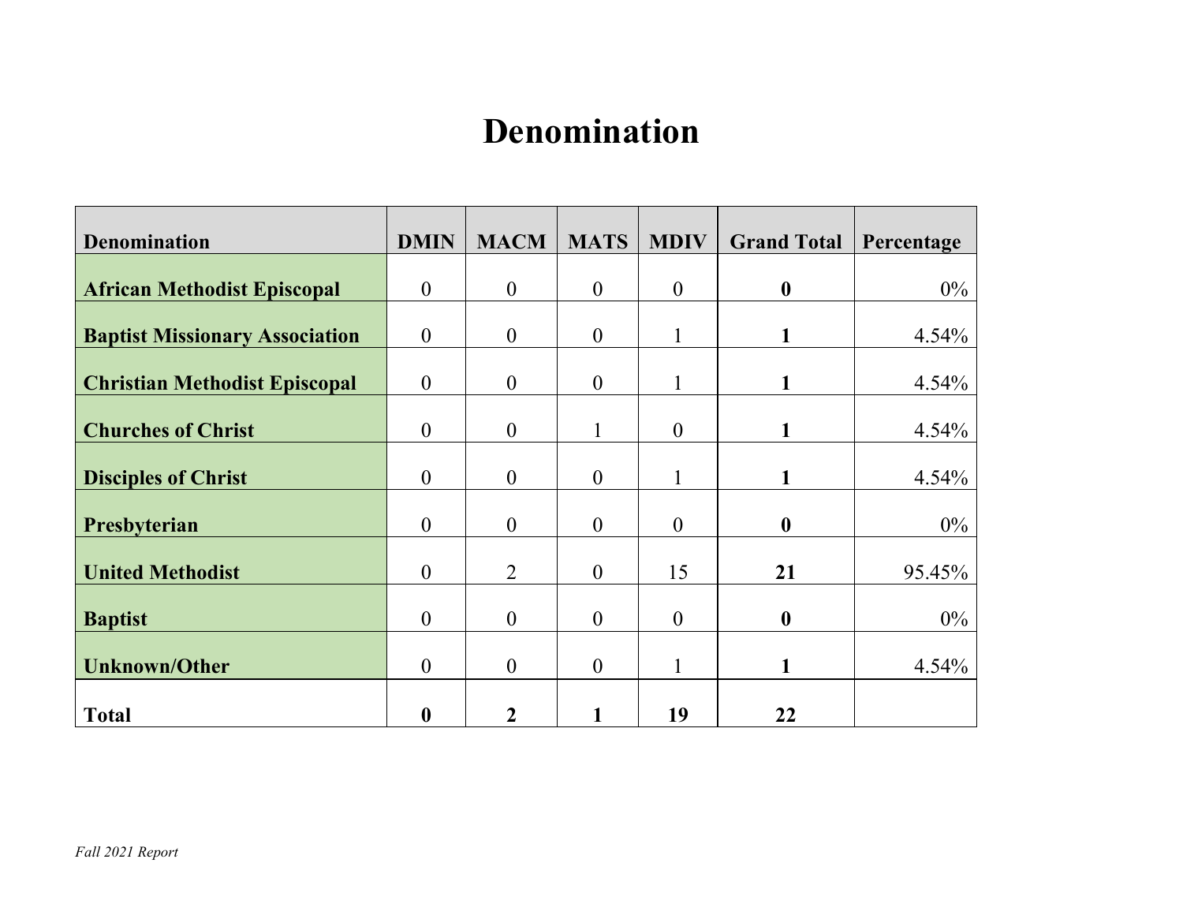# Denomination

| Denomination | DMIN | MACM | MATS | MDIV | Grand Total | Percentage |
|---|---|---|---|---|---|---|
| **African Methodist Episcopal** | 0 | 0 | 0 | 0 | **0** | 0% |
| **Baptist Missionary Association** | 0 | 0 | 0 | 1 | **1** | 4.54% |
| **Christian Methodist Episcopal** | 0 | 0 | 0 | 1 | **1** | 4.54% |
| **Churches of Christ** | 0 | 0 | 1 | 0 | **1** | 4.54% |
| **Disciples of Christ** | 0 | 0 | 0 | 1 | **1** | 4.54% |
| **Presbyterian** | 0 | 0 | 0 | 0 | **0** | 0% |
| **United Methodist** | 0 | 2 | 0 | 15 | **21** | 95.45% |
| **Baptist** | 0 | 0 | 0 | 0 | **0** | 0% |
| **Unknown/Other** | 0 | 0 | 0 | 1 | **1** | 4.54% |
| **Total** | **0** | **2** | **1** | **19** | **22** | |

*Fall 2021 Report*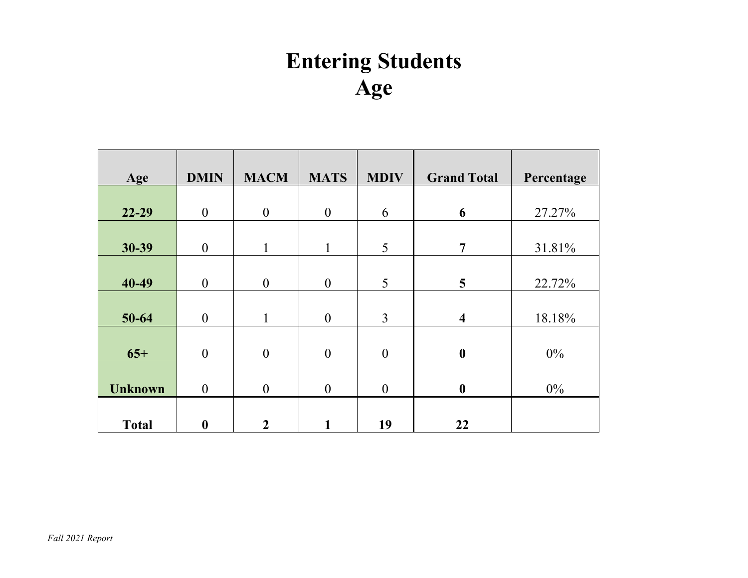# Entering Students
# Age

| Age | DMIN | MACM | MATS | MDIV | Grand Total | Percentage |
|---|---|---|---|---|---|---|
| **22-29** | 0 | 0 | 0 | 6 | **6** | 27.27% |
| **30-39** | 0 | 1 | 1 | 5 | **7** | 31.81% |
| **40-49** | 0 | 0 | 0 | 5 | **5** | 22.72% |
| **50-64** | 0 | 1 | 0 | 3 | **4** | 18.18% |
| **65+** | 0 | 0 | 0 | 0 | **0** | 0% |
| **Unknown** | 0 | 0 | 0 | 0 | **0** | 0% |
| **Total** | **0** | **2** | **1** | **19** | **22** | |

*Fall 2021 Report*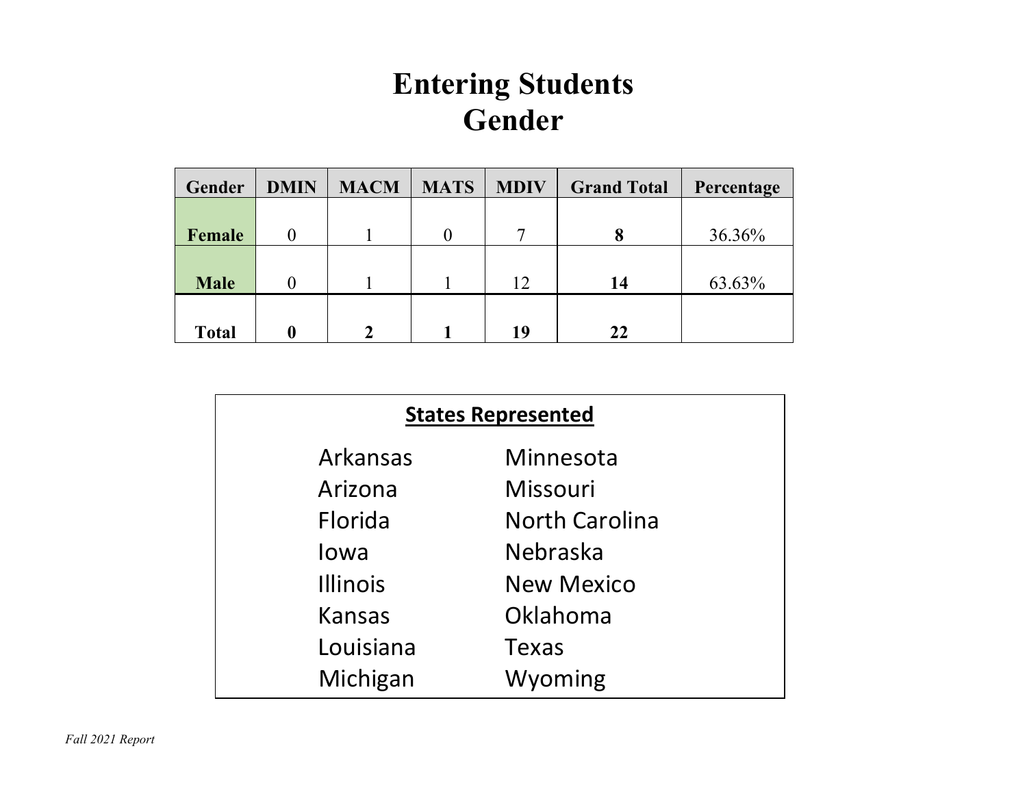# Entering Students
# Gender

| Gender | DMIN | MACM | MATS | MDIV | Grand Total | Percentage |
|---|---|---|---|---|---|---|
| **Female** | 0 | 1 | 0 | 7 | **8** | 36.36% |
| **Male** | 0 | 1 | 1 | 12 | **14** | 63.63% |
| **Total** | **0** | **2** | **1** | **19** | **22** | |

**States Represented**

| | |
|---|---|
| Arkansas | Minnesota |
| Arizona | Missouri |
| Florida | North Carolina |
| Iowa | Nebraska |
| Illinois | New Mexico |
| Kansas | Oklahoma |
| Louisiana | Texas |
| Michigan | Wyoming |

*Fall 2021 Report*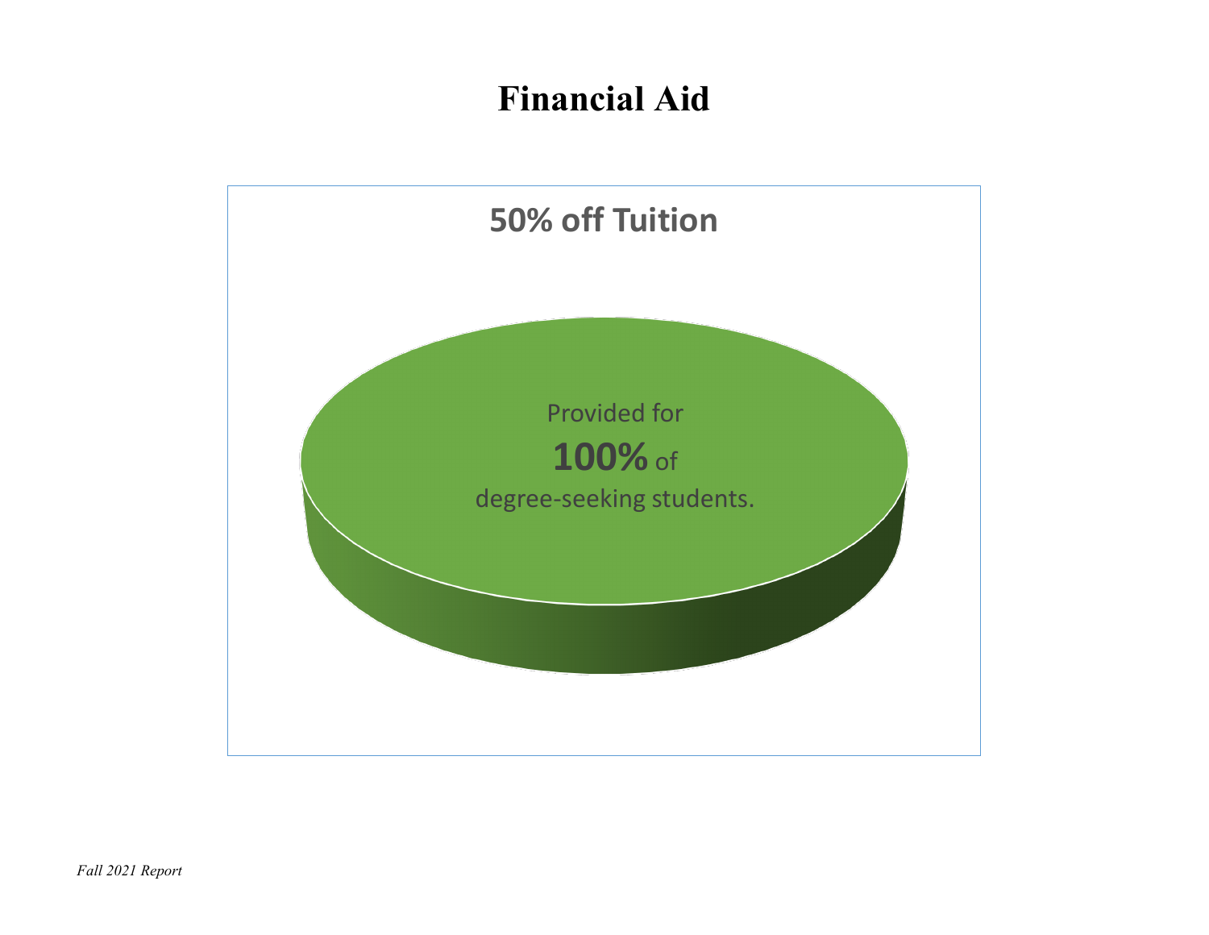# Financial Aid

50% off Tuition

Provided for

**100%** of

degree-seeking students.

*Fall 2021 Report*